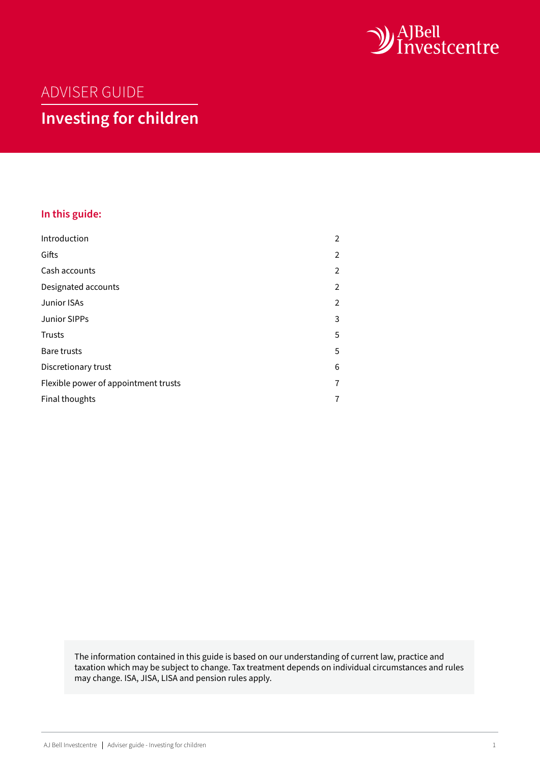AJ Bell Investcentre

ADVISER GUIDE

# Investing for children

## In this guide:

| | |
|---|---|
| Introduction | 2 |
| Gifts | 2 |
| Cash accounts | 2 |
| Designated accounts | 2 |
| Junior ISAs | 2 |
| Junior SIPPs | 3 |
| Trusts | 5 |
| Bare trusts | 5 |
| Discretionary trust | 6 |
| Flexible power of appointment trusts | 7 |
| Final thoughts | 7 |

The information contained in this guide is based on our understanding of current law, practice and taxation which may be subject to change. Tax treatment depends on individual circumstances and rules may change. ISA, JISA, LISA and pension rules apply.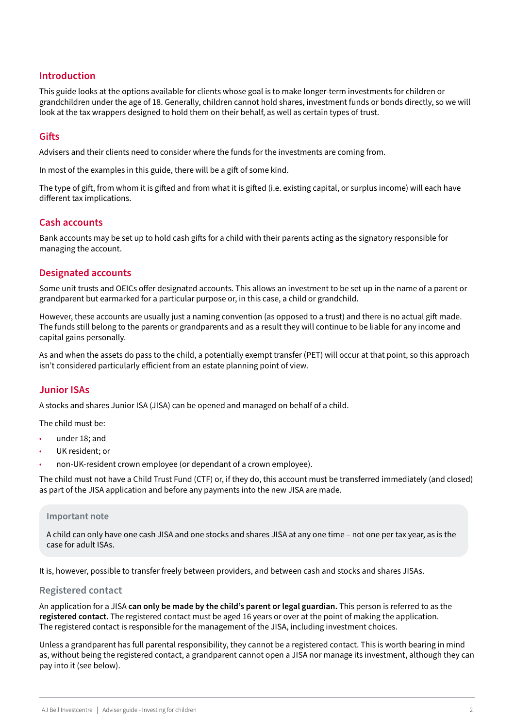## Introduction

This guide looks at the options available for clients whose goal is to make longer-term investments for children or grandchildren under the age of 18. Generally, children cannot hold shares, investment funds or bonds directly, so we will look at the tax wrappers designed to hold them on their behalf, as well as certain types of trust.

## Gifts

Advisers and their clients need to consider where the funds for the investments are coming from.

In most of the examples in this guide, there will be a gift of some kind.

The type of gift, from whom it is gifted and from what it is gifted (i.e. existing capital, or surplus income) will each have different tax implications.

## Cash accounts

Bank accounts may be set up to hold cash gifts for a child with their parents acting as the signatory responsible for managing the account.

## Designated accounts

Some unit trusts and OEICs offer designated accounts. This allows an investment to be set up in the name of a parent or grandparent but earmarked for a particular purpose or, in this case, a child or grandchild.

However, these accounts are usually just a naming convention (as opposed to a trust) and there is no actual gift made. The funds still belong to the parents or grandparents and as a result they will continue to be liable for any income and capital gains personally.

As and when the assets do pass to the child, a potentially exempt transfer (PET) will occur at that point, so this approach isn't considered particularly efficient from an estate planning point of view.

## Junior ISAs

A stocks and shares Junior ISA (JISA) can be opened and managed on behalf of a child.

The child must be:

- under 18; and
- UK resident; or
- non-UK-resident crown employee (or dependant of a crown employee).

The child must not have a Child Trust Fund (CTF) or, if they do, this account must be transferred immediately (and closed) as part of the JISA application and before any payments into the new JISA are made.

> **Important note**
>
> A child can only have one cash JISA and one stocks and shares JISA at any one time – not one per tax year, as is the case for adult ISAs.

It is, however, possible to transfer freely between providers, and between cash and stocks and shares JISAs.

### Registered contact

An application for a JISA **can only be made by the child's parent or legal guardian.** This person is referred to as the **registered contact**. The registered contact must be aged 16 years or over at the point of making the application. The registered contact is responsible for the management of the JISA, including investment choices.

Unless a grandparent has full parental responsibility, they cannot be a registered contact. This is worth bearing in mind as, without being the registered contact, a grandparent cannot open a JISA nor manage its investment, although they can pay into it (see below).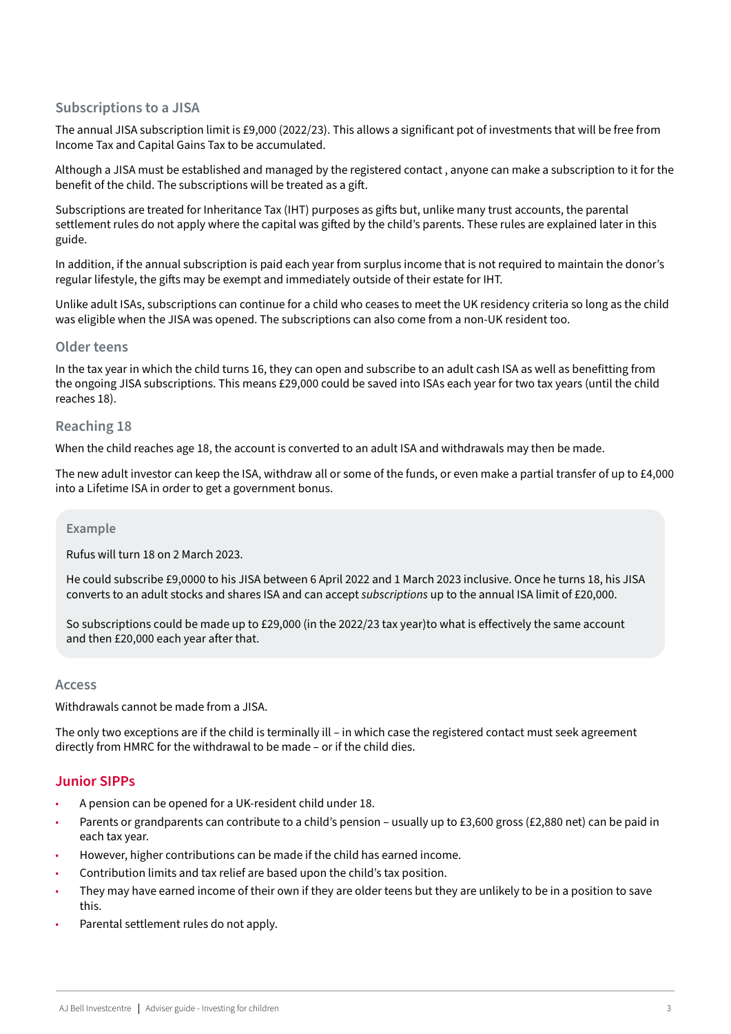### Subscriptions to a JISA

The annual JISA subscription limit is £9,000 (2022/23). This allows a significant pot of investments that will be free from Income Tax and Capital Gains Tax to be accumulated.

Although a JISA must be established and managed by the registered contact , anyone can make a subscription to it for the benefit of the child. The subscriptions will be treated as a gift.

Subscriptions are treated for Inheritance Tax (IHT) purposes as gifts but, unlike many trust accounts, the parental settlement rules do not apply where the capital was gifted by the child's parents. These rules are explained later in this guide.

In addition, if the annual subscription is paid each year from surplus income that is not required to maintain the donor's regular lifestyle, the gifts may be exempt and immediately outside of their estate for IHT.

Unlike adult ISAs, subscriptions can continue for a child who ceases to meet the UK residency criteria so long as the child was eligible when the JISA was opened. The subscriptions can also come from a non-UK resident too.

### Older teens

In the tax year in which the child turns 16, they can open and subscribe to an adult cash ISA as well as benefitting from the ongoing JISA subscriptions. This means £29,000 could be saved into ISAs each year for two tax years (until the child reaches 18).

### Reaching 18

When the child reaches age 18, the account is converted to an adult ISA and withdrawals may then be made.

The new adult investor can keep the ISA, withdraw all or some of the funds, or even make a partial transfer of up to £4,000 into a Lifetime ISA in order to get a government bonus.

> **Example**
>
> Rufus will turn 18 on 2 March 2023.
>
> He could subscribe £9,0000 to his JISA between 6 April 2022 and 1 March 2023 inclusive. Once he turns 18, his JISA converts to an adult stocks and shares ISA and can accept *subscriptions* up to the annual ISA limit of £20,000.
>
> So subscriptions could be made up to £29,000 (in the 2022/23 tax year)to what is effectively the same account and then £20,000 each year after that.

### Access

Withdrawals cannot be made from a JISA.

The only two exceptions are if the child is terminally ill – in which case the registered contact must seek agreement directly from HMRC for the withdrawal to be made – or if the child dies.

## Junior SIPPs

- A pension can be opened for a UK-resident child under 18.
- Parents or grandparents can contribute to a child's pension – usually up to £3,600 gross (£2,880 net) can be paid in each tax year.
- However, higher contributions can be made if the child has earned income.
- Contribution limits and tax relief are based upon the child's tax position.
- They may have earned income of their own if they are older teens but they are unlikely to be in a position to save this.
- Parental settlement rules do not apply.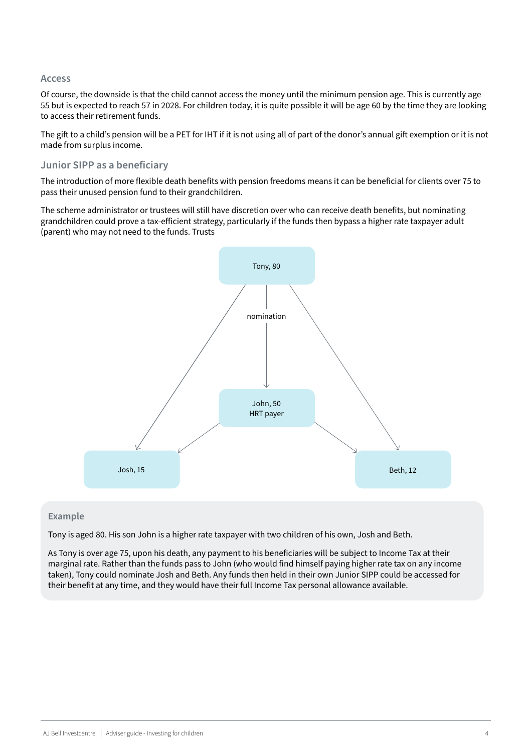### Access

Of course, the downside is that the child cannot access the money until the minimum pension age. This is currently age 55 but is expected to reach 57 in 2028. For children today, it is quite possible it will be age 60 by the time they are looking to access their retirement funds.

The gift to a child's pension will be a PET for IHT if it is not using all of part of the donor's annual gift exemption or it is not made from surplus income.

### Junior SIPP as a beneficiary

The introduction of more flexible death benefits with pension freedoms means it can be beneficial for clients over 75 to pass their unused pension fund to their grandchildren.

The scheme administrator or trustees will still have discretion over who can receive death benefits, but nominating grandchildren could prove a tax-efficient strategy, particularly if the funds then bypass a higher rate taxpayer adult (parent) who may not need to the funds. Trusts

Tony, 80

nomination

John, 50
HRT payer

Josh, 15

Beth, 12

#### Example

Tony is aged 80. His son John is a higher rate taxpayer with two children of his own, Josh and Beth.

As Tony is over age 75, upon his death, any payment to his beneficiaries will be subject to Income Tax at their marginal rate. Rather than the funds pass to John (who would find himself paying higher rate tax on any income taken), Tony could nominate Josh and Beth. Any funds then held in their own Junior SIPP could be accessed for their benefit at any time, and they would have their full Income Tax personal allowance available.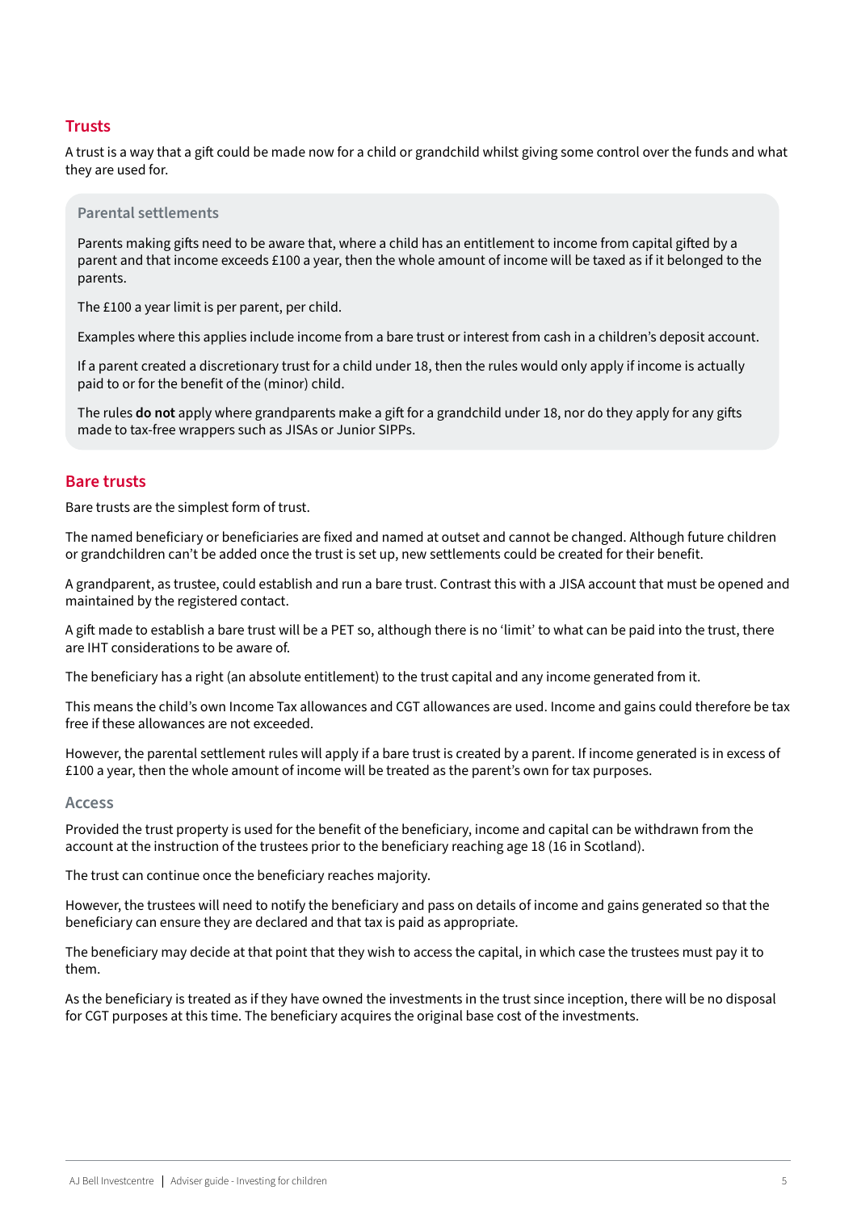## Trusts

A trust is a way that a gift could be made now for a child or grandchild whilst giving some control over the funds and what they are used for.

### Parental settlements

Parents making gifts need to be aware that, where a child has an entitlement to income from capital gifted by a parent and that income exceeds £100 a year, then the whole amount of income will be taxed as if it belonged to the parents.

The £100 a year limit is per parent, per child.

Examples where this applies include income from a bare trust or interest from cash in a children's deposit account.

If a parent created a discretionary trust for a child under 18, then the rules would only apply if income is actually paid to or for the benefit of the (minor) child.

The rules **do not** apply where grandparents make a gift for a grandchild under 18, nor do they apply for any gifts made to tax-free wrappers such as JISAs or Junior SIPPs.

## Bare trusts

Bare trusts are the simplest form of trust.

The named beneficiary or beneficiaries are fixed and named at outset and cannot be changed. Although future children or grandchildren can't be added once the trust is set up, new settlements could be created for their benefit.

A grandparent, as trustee, could establish and run a bare trust. Contrast this with a JISA account that must be opened and maintained by the registered contact.

A gift made to establish a bare trust will be a PET so, although there is no 'limit' to what can be paid into the trust, there are IHT considerations to be aware of.

The beneficiary has a right (an absolute entitlement) to the trust capital and any income generated from it.

This means the child's own Income Tax allowances and CGT allowances are used. Income and gains could therefore be tax free if these allowances are not exceeded.

However, the parental settlement rules will apply if a bare trust is created by a parent. If income generated is in excess of £100 a year, then the whole amount of income will be treated as the parent's own for tax purposes.

### Access

Provided the trust property is used for the benefit of the beneficiary, income and capital can be withdrawn from the account at the instruction of the trustees prior to the beneficiary reaching age 18 (16 in Scotland).

The trust can continue once the beneficiary reaches majority.

However, the trustees will need to notify the beneficiary and pass on details of income and gains generated so that the beneficiary can ensure they are declared and that tax is paid as appropriate.

The beneficiary may decide at that point that they wish to access the capital, in which case the trustees must pay it to them.

As the beneficiary is treated as if they have owned the investments in the trust since inception, there will be no disposal for CGT purposes at this time. The beneficiary acquires the original base cost of the investments.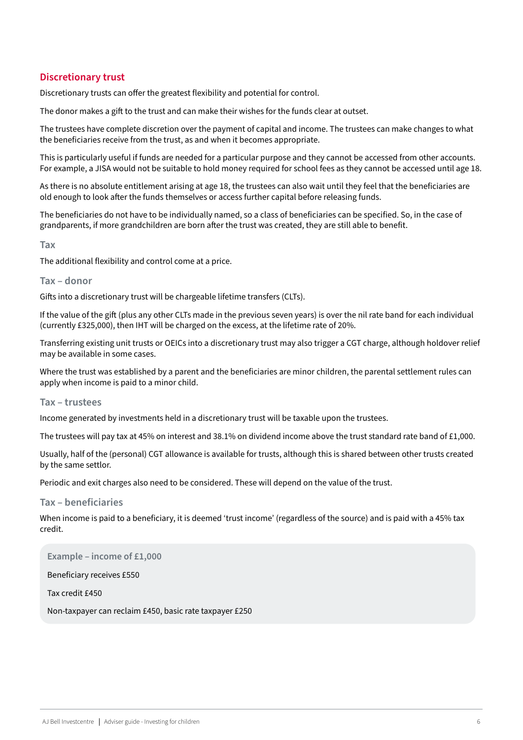## Discretionary trust

Discretionary trusts can offer the greatest flexibility and potential for control.

The donor makes a gift to the trust and can make their wishes for the funds clear at outset.

The trustees have complete discretion over the payment of capital and income. The trustees can make changes to what the beneficiaries receive from the trust, as and when it becomes appropriate.

This is particularly useful if funds are needed for a particular purpose and they cannot be accessed from other accounts. For example, a JISA would not be suitable to hold money required for school fees as they cannot be accessed until age 18.

As there is no absolute entitlement arising at age 18, the trustees can also wait until they feel that the beneficiaries are old enough to look after the funds themselves or access further capital before releasing funds.

The beneficiaries do not have to be individually named, so a class of beneficiaries can be specified. So, in the case of grandparents, if more grandchildren are born after the trust was created, they are still able to benefit.

### Tax

The additional flexibility and control come at a price.

### Tax – donor

Gifts into a discretionary trust will be chargeable lifetime transfers (CLTs).

If the value of the gift (plus any other CLTs made in the previous seven years) is over the nil rate band for each individual (currently £325,000), then IHT will be charged on the excess, at the lifetime rate of 20%.

Transferring existing unit trusts or OEICs into a discretionary trust may also trigger a CGT charge, although holdover relief may be available in some cases.

Where the trust was established by a parent and the beneficiaries are minor children, the parental settlement rules can apply when income is paid to a minor child.

### Tax – trustees

Income generated by investments held in a discretionary trust will be taxable upon the trustees.

The trustees will pay tax at 45% on interest and 38.1% on dividend income above the trust standard rate band of £1,000.

Usually, half of the (personal) CGT allowance is available for trusts, although this is shared between other trusts created by the same settlor.

Periodic and exit charges also need to be considered. These will depend on the value of the trust.

### Tax – beneficiaries

When income is paid to a beneficiary, it is deemed 'trust income' (regardless of the source) and is paid with a 45% tax credit.

**Example – income of £1,000**

Beneficiary receives £550

Tax credit £450

Non-taxpayer can reclaim £450, basic rate taxpayer £250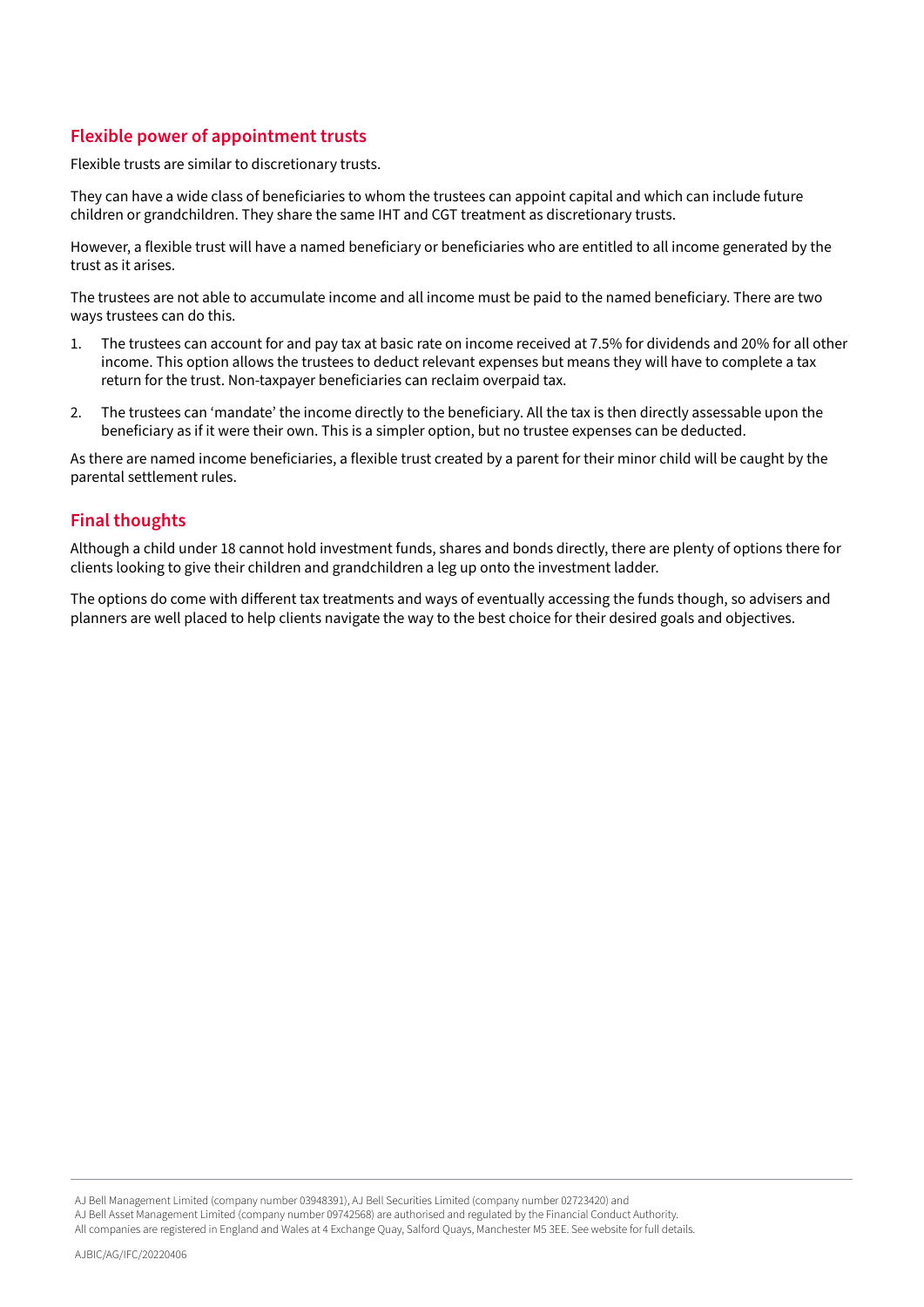## Flexible power of appointment trusts

Flexible trusts are similar to discretionary trusts.

They can have a wide class of beneficiaries to whom the trustees can appoint capital and which can include future children or grandchildren. They share the same IHT and CGT treatment as discretionary trusts.

However, a flexible trust will have a named beneficiary or beneficiaries who are entitled to all income generated by the trust as it arises.

The trustees are not able to accumulate income and all income must be paid to the named beneficiary. There are two ways trustees can do this.

1. The trustees can account for and pay tax at basic rate on income received at 7.5% for dividends and 20% for all other income. This option allows the trustees to deduct relevant expenses but means they will have to complete a tax return for the trust. Non-taxpayer beneficiaries can reclaim overpaid tax.
2. The trustees can 'mandate' the income directly to the beneficiary. All the tax is then directly assessable upon the beneficiary as if it were their own. This is a simpler option, but no trustee expenses can be deducted.

As there are named income beneficiaries, a flexible trust created by a parent for their minor child will be caught by the parental settlement rules.

## Final thoughts

Although a child under 18 cannot hold investment funds, shares and bonds directly, there are plenty of options there for clients looking to give their children and grandchildren a leg up onto the investment ladder.

The options do come with different tax treatments and ways of eventually accessing the funds though, so advisers and planners are well placed to help clients navigate the way to the best choice for their desired goals and objectives.

AJ Bell Management Limited (company number 03948391), AJ Bell Securities Limited (company number 02723420) and AJ Bell Asset Management Limited (company number 09742568) are authorised and regulated by the Financial Conduct Authority. All companies are registered in England and Wales at 4 Exchange Quay, Salford Quays, Manchester M5 3EE. See website for full details.

AJBIC/AG/IFC/20220406